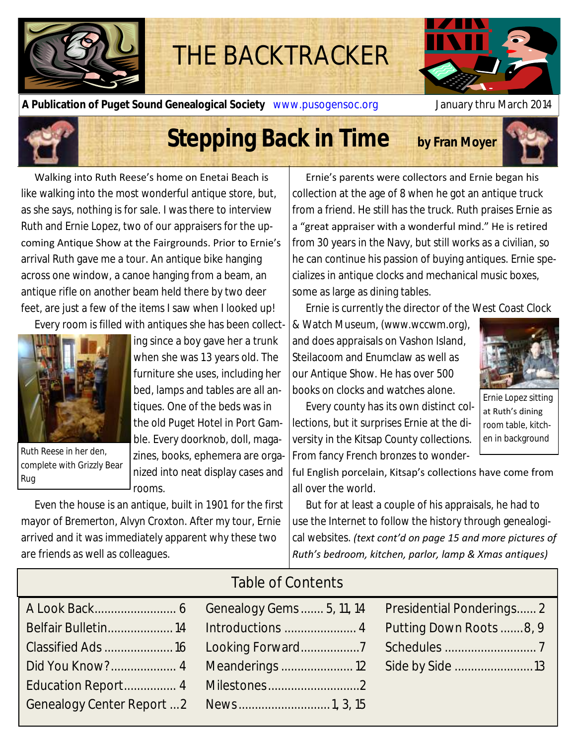# THE BACKTRACKER

**A Publication of Puget Sound Genealogical Society** www.pusogensoc.org January thru March 2014

## Stepping Back in Time

**by Fran Moyer**

Walking into Ruth Reese's home on Enetai Beach is like walking into the most wonderful antique store, but, as she says, nothing is for sale. I was there to interview Ruth and Ernie Lopez, two of our appraisers for the upcoming Antique Show at the Fairgrounds. Prior to Ernie's arrival Ruth gave me a tour. An antique bike hanging across one window, a canoe hanging from a beam, an antique rifle on another beam held there by two deer feet, are just a few of the items I saw when I looked up!

Every room is filled with antiques she has been collecting since a boy gave her a trunk when she was 13 years old. The furniture she uses, including her bed, lamps and tables are all antiques. One of the beds was in the old Puget Hotel in Port Gamble. Every doorknob, doll, magazines, books, ephemera are organized into neat display cases and rooms.

Ruth Reese in her den, complete with Grizzly Bear Rug

Even the house is an antique, built in 1901 for the first mayor of Bremerton, Alvyn Croxton. After my tour, Ernie arrived and it was immediately apparent why these two are friends as well as colleagues.

Ernie's parents were collectors and Ernie began his collection at the age of 8 when he got an antique truck from a friend. He still has the truck. Ruth praises Ernie as a "great appraiser with a wonderful mind." He is retired from 30 years in the Navy, but still works as a civilian, so he can continue his passion of buying antiques. Ernie specializes in antique clocks and mechanical music boxes, some as large as dining tables.

Ernie is currently the director of the West Coast Clock & Watch Museum, (www.wccwm.org), and does appraisals on Vashon Island, Steilacoom and Enumclaw as well as our Antique Show. He has over 500 books on clocks and watches alone.

Ernie Lopez sitting at Ruth's dining room table, kitchen in background

Every county has its own distinct collections, but it surprises Ernie at the diversity in the Kitsap County collections. From fancy French bronzes to wonderful English porcelain, Kitsap's collections have come from all over the world.

But for at least a couple of his appraisals, he had to use the Internet to follow the history through genealogical websites. *(text cont'd on page 15 and more pictures of Ruth's bedroom, kitchen, parlor, lamp & Xmas antiques)*

## Table of Contents

| | | |
|---|---|---|
| A Look Back ... 6 | Genealogy Gems ... 5, 11, 14 | Presidential Ponderings ... 2 |
| Belfair Bulletin ... 14 | Introductions ... 4 | Putting Down Roots ... 8, 9 |
| Classified Ads ... 16 | Looking Forward ... 7 | Schedules ... 7 |
| Did You Know? ... 4 | Meanderings ... 12 | Side by Side ... 13 |
| Education Report ... 4 | Milestones ... 2 | |
| Genealogy Center Report ... 2 | News ... 1, 3, 15 | |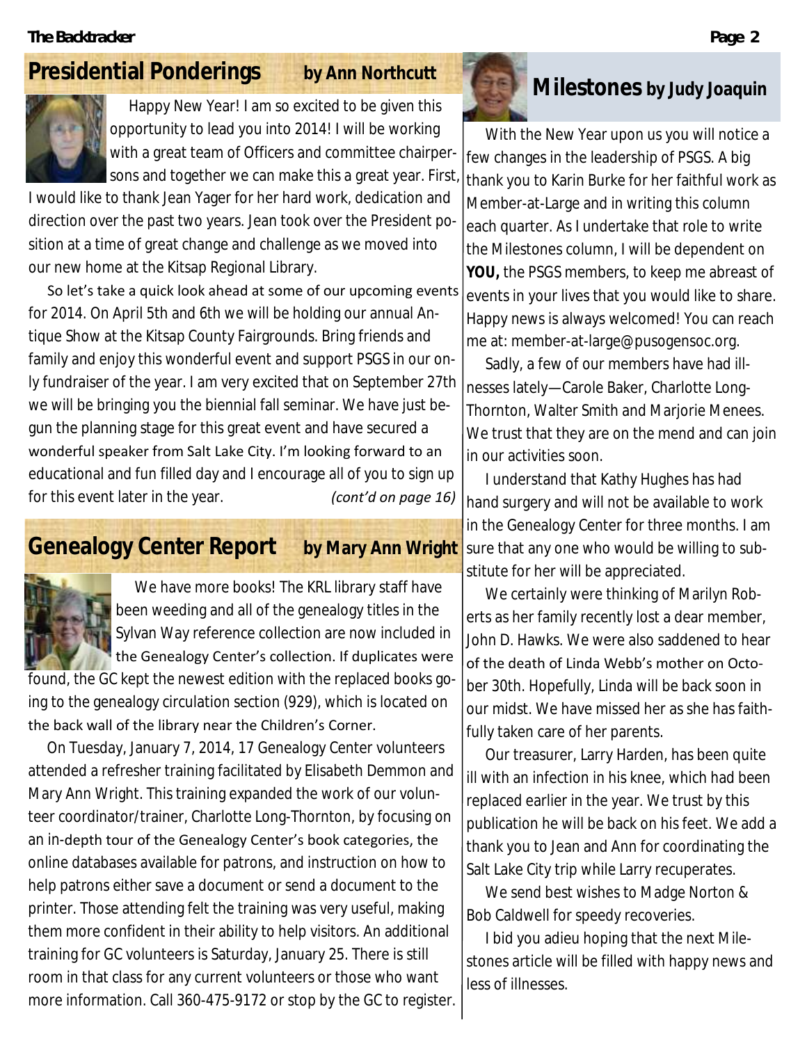## Presidential Ponderings by Ann Northcutt

Happy New Year! I am so excited to be given this opportunity to lead you into 2014! I will be working with a great team of Officers and committee chairpersons and together we can make this a great year. First, I would like to thank Jean Yager for her hard work, dedication and direction over the past two years. Jean took over the President position at a time of great change and challenge as we moved into our new home at the Kitsap Regional Library.

So let's take a quick look ahead at some of our upcoming events for 2014. On April 5th and 6th we will be holding our annual Antique Show at the Kitsap County Fairgrounds. Bring friends and family and enjoy this wonderful event and support PSGS in our only fundraiser of the year. I am very excited that on September 27th we will be bringing you the biennial fall seminar. We have just begun the planning stage for this great event and have secured a wonderful speaker from Salt Lake City. I'm looking forward to an educational and fun filled day and I encourage all of you to sign up for this event later in the year. *(cont'd on page 16)*

## Genealogy Center Report by Mary Ann Wright

We have more books! The KRL library staff have been weeding and all of the genealogy titles in the Sylvan Way reference collection are now included in the Genealogy Center's collection. If duplicates were found, the GC kept the newest edition with the replaced books going to the genealogy circulation section (929), which is located on the back wall of the library near the Children's Corner.

On Tuesday, January 7, 2014, 17 Genealogy Center volunteers attended a refresher training facilitated by Elisabeth Demmon and Mary Ann Wright. This training expanded the work of our volunteer coordinator/trainer, Charlotte Long-Thornton, by focusing on an in-depth tour of the Genealogy Center's book categories, the online databases available for patrons, and instruction on how to help patrons either save a document or send a document to the printer. Those attending felt the training was very useful, making them more confident in their ability to help visitors. An additional training for GC volunteers is Saturday, January 25. There is still room in that class for any current volunteers or those who want more information. Call 360-475-9172 or stop by the GC to register.

## Milestones by Judy Joaquin

With the New Year upon us you will notice a few changes in the leadership of PSGS. A big thank you to Karin Burke for her faithful work as Member-at-Large and in writing this column each quarter. As I undertake that role to write the Milestones column, I will be dependent on **YOU,** the PSGS members, to keep me abreast of events in your lives that you would like to share. Happy news is always welcomed! You can reach me at: member-at-large@pusogensoc.org.

Sadly, a few of our members have had illnesses lately—Carole Baker, Charlotte Long-Thornton, Walter Smith and Marjorie Menees. We trust that they are on the mend and can join in our activities soon.

I understand that Kathy Hughes has had hand surgery and will not be available to work in the Genealogy Center for three months. I am sure that any one who would be willing to substitute for her will be appreciated.

We certainly were thinking of Marilyn Roberts as her family recently lost a dear member, John D. Hawks. We were also saddened to hear of the death of Linda Webb's mother on October 30th. Hopefully, Linda will be back soon in our midst. We have missed her as she has faithfully taken care of her parents.

Our treasurer, Larry Harden, has been quite ill with an infection in his knee, which had been replaced earlier in the year. We trust by this publication he will be back on his feet. We add a thank you to Jean and Ann for coordinating the Salt Lake City trip while Larry recuperates.

We send best wishes to Madge Norton & Bob Caldwell for speedy recoveries.

I bid you adieu hoping that the next Milestones article will be filled with happy news and less of illnesses.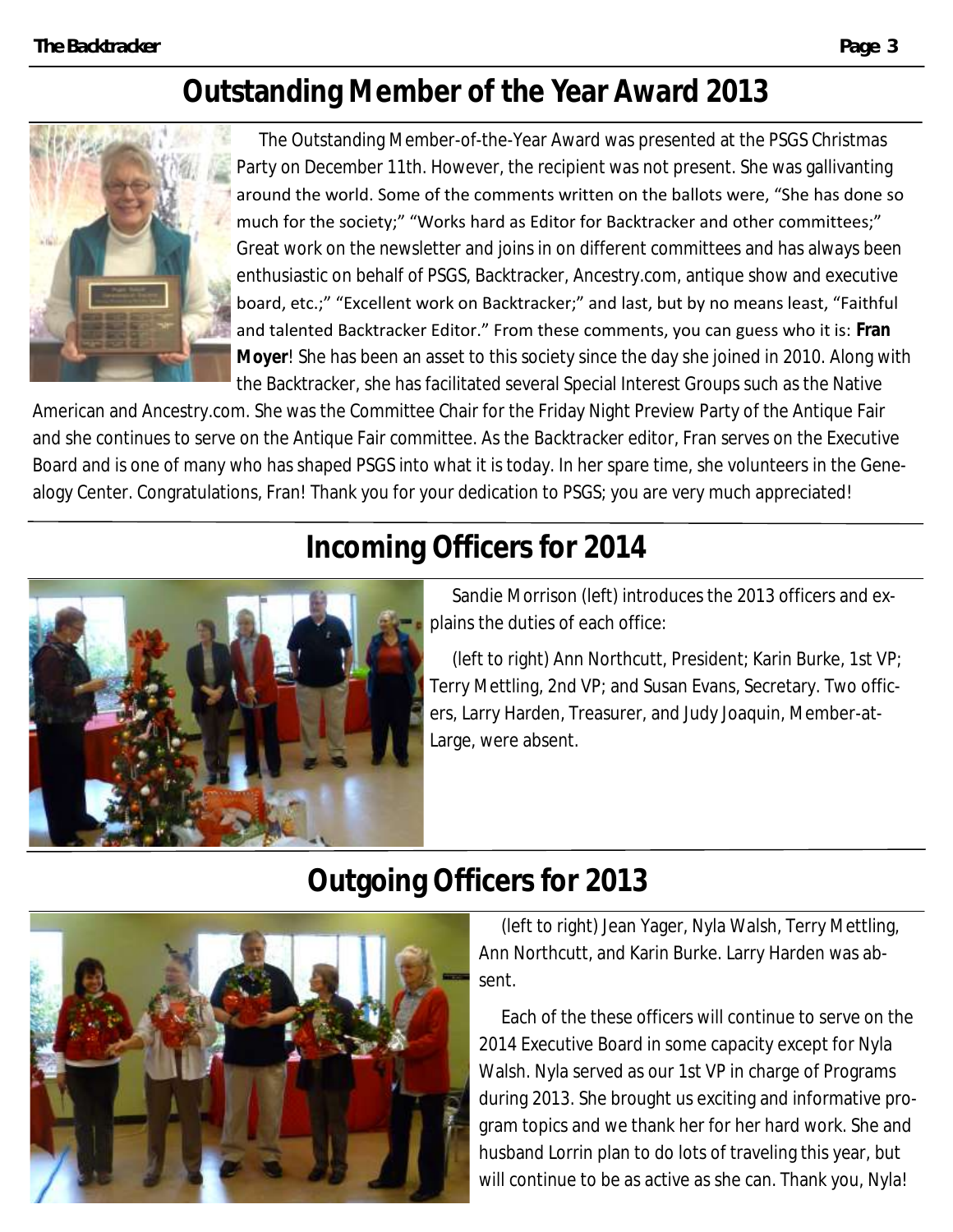## Outstanding Member of the Year Award 2013

The Outstanding Member-of-the-Year Award was presented at the PSGS Christmas Party on December 11th. However, the recipient was not present. She was gallivanting around the world. Some of the comments written on the ballots were, "She has done so much for the society;" "Works hard as Editor for Backtracker and other committees;" Great work on the newsletter and joins in on different committees and has always been enthusiastic on behalf of PSGS, Backtracker, Ancestry.com, antique show and executive board, etc.;" "Excellent work on Backtracker;" and last, but by no means least, "Faithful and talented Backtracker Editor." From these comments, you can guess who it is: **Fran Moyer**! She has been an asset to this society since the day she joined in 2010. Along with the Backtracker, she has facilitated several Special Interest Groups such as the Native American and Ancestry.com. She was the Committee Chair for the Friday Night Preview Party of the Antique Fair and she continues to serve on the Antique Fair committee. As the Backtracker editor, Fran serves on the Executive Board and is one of many who has shaped PSGS into what it is today. In her spare time, she volunteers in the Genealogy Center. Congratulations, Fran! Thank you for your dedication to PSGS; you are very much appreciated!

## Incoming Officers for 2014

Sandie Morrison (left) introduces the 2013 officers and explains the duties of each office:

(left to right) Ann Northcutt, President; Karin Burke, 1st VP; Terry Mettling, 2nd VP; and Susan Evans, Secretary. Two officers, Larry Harden, Treasurer, and Judy Joaquin, Member-at-Large, were absent.

## Outgoing Officers for 2013

(left to right) Jean Yager, Nyla Walsh, Terry Mettling, Ann Northcutt, and Karin Burke. Larry Harden was absent.

Each of the these officers will continue to serve on the 2014 Executive Board in some capacity except for Nyla Walsh. Nyla served as our 1st VP in charge of Programs during 2013. She brought us exciting and informative program topics and we thank her for her hard work. She and husband Lorrin plan to do lots of traveling this year, but will continue to be as active as she can. Thank you, Nyla!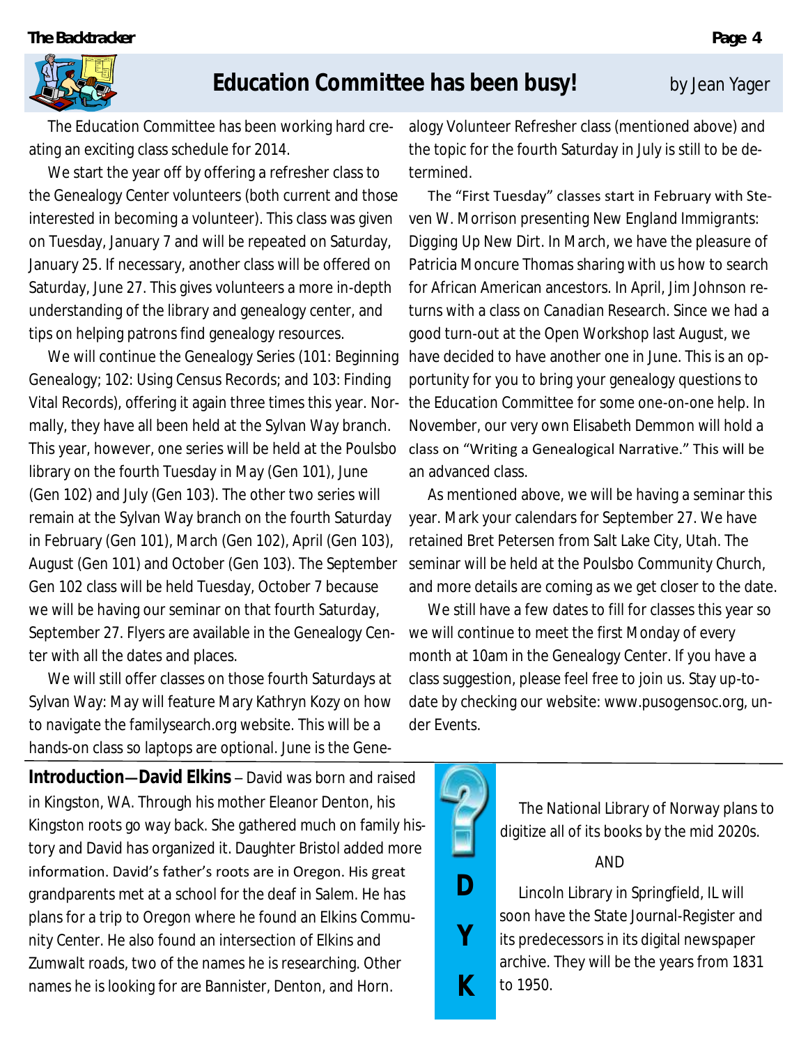## Education Committee has been busy!

by Jean Yager

The Education Committee has been working hard creating an exciting class schedule for 2014.

We start the year off by offering a refresher class to the Genealogy Center volunteers (both current and those interested in becoming a volunteer). This class was given on Tuesday, January 7 and will be repeated on Saturday, January 25. If necessary, another class will be offered on Saturday, June 27. This gives volunteers a more in-depth understanding of the library and genealogy center, and tips on helping patrons find genealogy resources.

We will continue the Genealogy Series (101: Beginning Genealogy; 102: Using Census Records; and 103: Finding Vital Records), offering it again three times this year. Normally, they have all been held at the Sylvan Way branch. This year, however, one series will be held at the Poulsbo library on the fourth Tuesday in May (Gen 101), June (Gen 102) and July (Gen 103). The other two series will remain at the Sylvan Way branch on the fourth Saturday in February (Gen 101), March (Gen 102), April (Gen 103), August (Gen 101) and October (Gen 103). The September Gen 102 class will be held Tuesday, October 7 because we will be having our seminar on that fourth Saturday, September 27. Flyers are available in the Genealogy Center with all the dates and places.

We will still offer classes on those fourth Saturdays at Sylvan Way: May will feature Mary Kathryn Kozy on how to navigate the familysearch.org website. This will be a hands-on class so laptops are optional. June is the Genealogy Volunteer Refresher class (mentioned above) and the topic for the fourth Saturday in July is still to be determined.

The "First Tuesday" classes start in February with Steven W. Morrison presenting New England Immigrants: Digging Up New Dirt. In March, we have the pleasure of Patricia Moncure Thomas sharing with us how to search for African American ancestors. In April, Jim Johnson returns with a class on Canadian Research. Since we had a good turn-out at the Open Workshop last August, we have decided to have another one in June. This is an opportunity for you to bring your genealogy questions to the Education Committee for some one-on-one help. In November, our very own Elisabeth Demmon will hold a class on "Writing a Genealogical Narrative." This will be an advanced class.

As mentioned above, we will be having a seminar this year. Mark your calendars for September 27. We have retained Bret Petersen from Salt Lake City, Utah. The seminar will be held at the Poulsbo Community Church, and more details are coming as we get closer to the date.

We still have a few dates to fill for classes this year so we will continue to meet the first Monday of every month at 10am in the Genealogy Center. If you have a class suggestion, please feel free to join us. Stay up-to-date by checking our website: www.pusogensoc.org, under Events.

---

**Introduction—David Elkins** – David was born and raised in Kingston, WA. Through his mother Eleanor Denton, his Kingston roots go way back. She gathered much on family history and David has organized it. Daughter Bristol added more information. David's father's roots are in Oregon. His great grandparents met at a school for the deaf in Salem. He has plans for a trip to Oregon where he found an Elkins Community Center. He also found an intersection of Elkins and Zumwalt roads, two of the names he is researching. Other names he is looking for are Bannister, Denton, and Horn.

---

**? DYK**

The National Library of Norway plans to digitize all of its books by the mid 2020s.

AND

Lincoln Library in Springfield, IL will soon have the State Journal-Register and its predecessors in its digital newspaper archive. They will be the years from 1831 to 1950.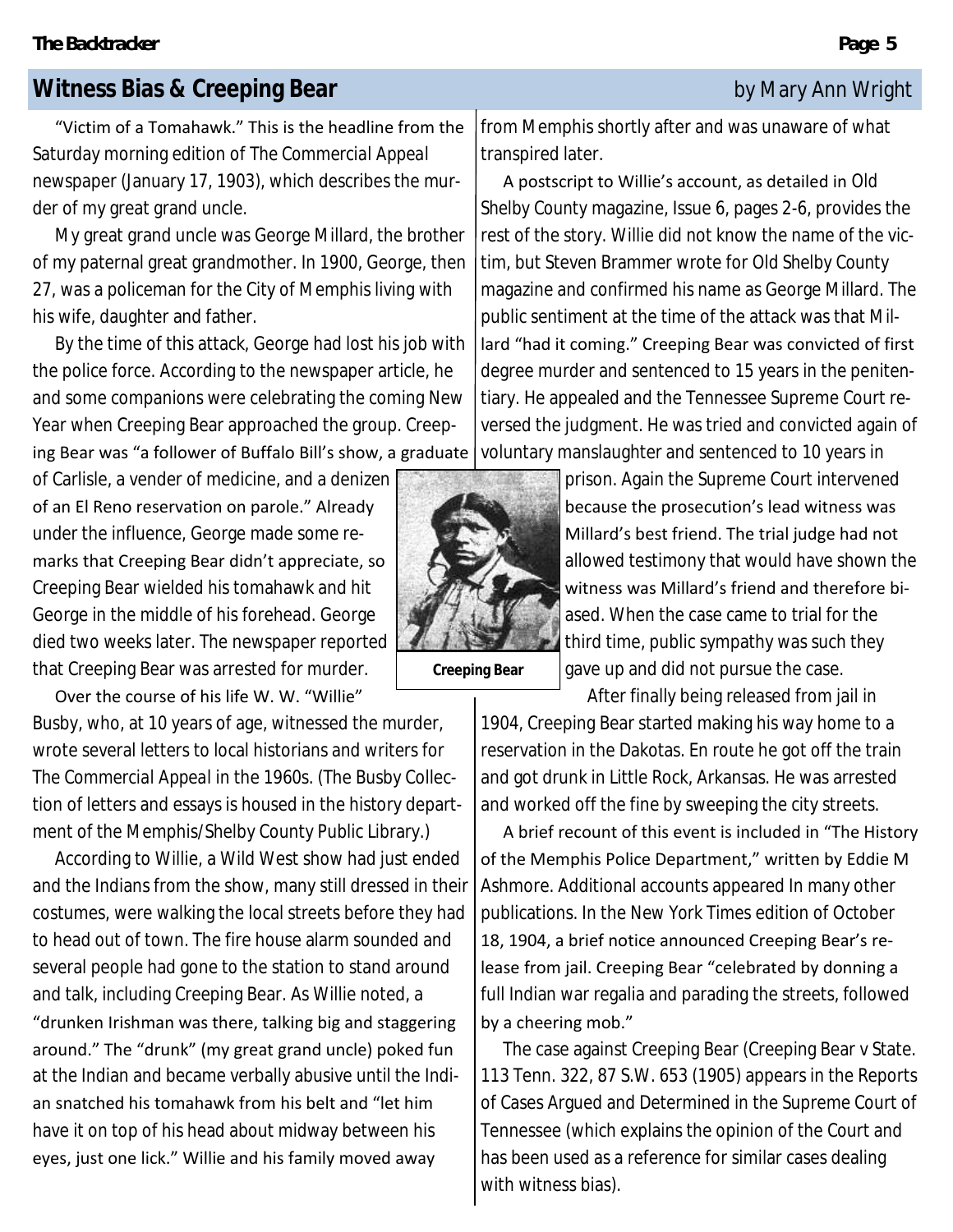## Witness Bias & Creeping Bear

by Mary Ann Wright

"Victim of a Tomahawk." This is the headline from the Saturday morning edition of The Commercial Appeal newspaper (January 17, 1903), which describes the murder of my great grand uncle.

My great grand uncle was George Millard, the brother of my paternal great grandmother. In 1900, George, then 27, was a policeman for the City of Memphis living with his wife, daughter and father.

By the time of this attack, George had lost his job with the police force. According to the newspaper article, he and some companions were celebrating the coming New Year when Creeping Bear approached the group. Creeping Bear was "a follower of Buffalo Bill's show, a graduate of Carlisle, a vender of medicine, and a denizen of an El Reno reservation on parole." Already under the influence, George made some remarks that Creeping Bear didn't appreciate, so Creeping Bear wielded his tomahawk and hit George in the middle of his forehead. George died two weeks later. The newspaper reported that Creeping Bear was arrested for murder.

Creeping Bear

Over the course of his life W. W. "Willie" Busby, who, at 10 years of age, witnessed the murder, wrote several letters to local historians and writers for The Commercial Appeal in the 1960s. (The Busby Collection of letters and essays is housed in the history department of the Memphis/Shelby County Public Library.)

According to Willie, a Wild West show had just ended and the Indians from the show, many still dressed in their costumes, were walking the local streets before they had to head out of town. The fire house alarm sounded and several people had gone to the station to stand around and talk, including Creeping Bear. As Willie noted, a "drunken Irishman was there, talking big and staggering around." The "drunk" (my great grand uncle) poked fun at the Indian and became verbally abusive until the Indian snatched his tomahawk from his belt and "let him have it on top of his head about midway between his eyes, just one lick." Willie and his family moved away from Memphis shortly after and was unaware of what transpired later.

A postscript to Willie's account, as detailed in Old Shelby County magazine, Issue 6, pages 2-6, provides the rest of the story. Willie did not know the name of the victim, but Steven Brammer wrote for Old Shelby County magazine and confirmed his name as George Millard. The public sentiment at the time of the attack was that Millard "had it coming." Creeping Bear was convicted of first degree murder and sentenced to 15 years in the penitentiary. He appealed and the Tennessee Supreme Court reversed the judgment. He was tried and convicted again of voluntary manslaughter and sentenced to 10 years in prison. Again the Supreme Court intervened because the prosecution's lead witness was Millard's best friend. The trial judge had not allowed testimony that would have shown the witness was Millard's friend and therefore biased. When the case came to trial for the third time, public sympathy was such they gave up and did not pursue the case.

After finally being released from jail in 1904, Creeping Bear started making his way home to a reservation in the Dakotas. En route he got off the train and got drunk in Little Rock, Arkansas. He was arrested and worked off the fine by sweeping the city streets.

A brief recount of this event is included in "The History of the Memphis Police Department," written by Eddie M Ashmore. Additional accounts appeared In many other publications. In the New York Times edition of October 18, 1904, a brief notice announced Creeping Bear's release from jail. Creeping Bear "celebrated by donning a full Indian war regalia and parading the streets, followed by a cheering mob."

The case against Creeping Bear (Creeping Bear v State. 113 Tenn. 322, 87 S.W. 653 (1905) appears in the Reports of Cases Argued and Determined in the Supreme Court of Tennessee (which explains the opinion of the Court and has been used as a reference for similar cases dealing with witness bias).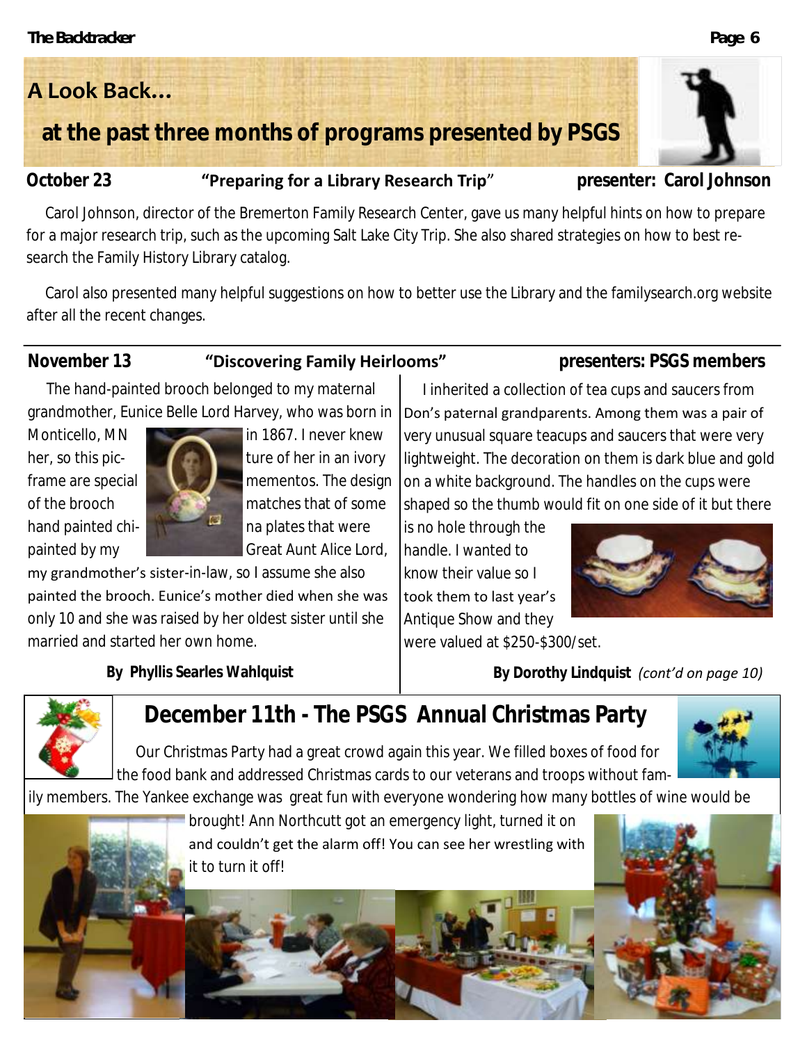## A Look Back...

## at the past three months of programs presented by PSGS

**October 23** — **"Preparing for a Library Research Trip"** — **presenter: Carol Johnson**

Carol Johnson, director of the Bremerton Family Research Center, gave us many helpful hints on how to prepare for a major research trip, such as the upcoming Salt Lake City Trip. She also shared strategies on how to best research the Family History Library catalog.

Carol also presented many helpful suggestions on how to better use the Library and the familysearch.org website after all the recent changes.

---

**November 13** — **"Discovering Family Heirlooms"** — **presenters: PSGS members**

The hand-painted brooch belonged to my maternal grandmother, Eunice Belle Lord Harvey, who was born in Monticello, MN in 1867. I never knew her, so this picture of her in an ivory frame are special mementos. The design of the brooch matches that of some hand painted china plates that were painted by my Great Aunt Alice Lord, my grandmother's sister-in-law, so I assume she also painted the brooch. Eunice's mother died when she was only 10 and she was raised by her oldest sister until she married and started her own home.

**By Phyllis Searles Wahlquist**

I inherited a collection of tea cups and saucers from Don's paternal grandparents. Among them was a pair of very unusual square teacups and saucers that were very lightweight. The decoration on them is dark blue and gold on a white background. The handles on the cups were shaped so the thumb would fit on one side of it but there is no hole through the handle. I wanted to know their value so I took them to last year's Antique Show and they were valued at $250-$300/set.

**By Dorothy Lindquist** *(cont'd on page 10)*

---

## December 11th - The PSGS Annual Christmas Party

Our Christmas Party had a great crowd again this year. We filled boxes of food for the food bank and addressed Christmas cards to our veterans and troops without family members. The Yankee exchange was great fun with everyone wondering how many bottles of wine would be brought! Ann Northcutt got an emergency light, turned it on and couldn't get the alarm off! You can see her wrestling with it to turn it off!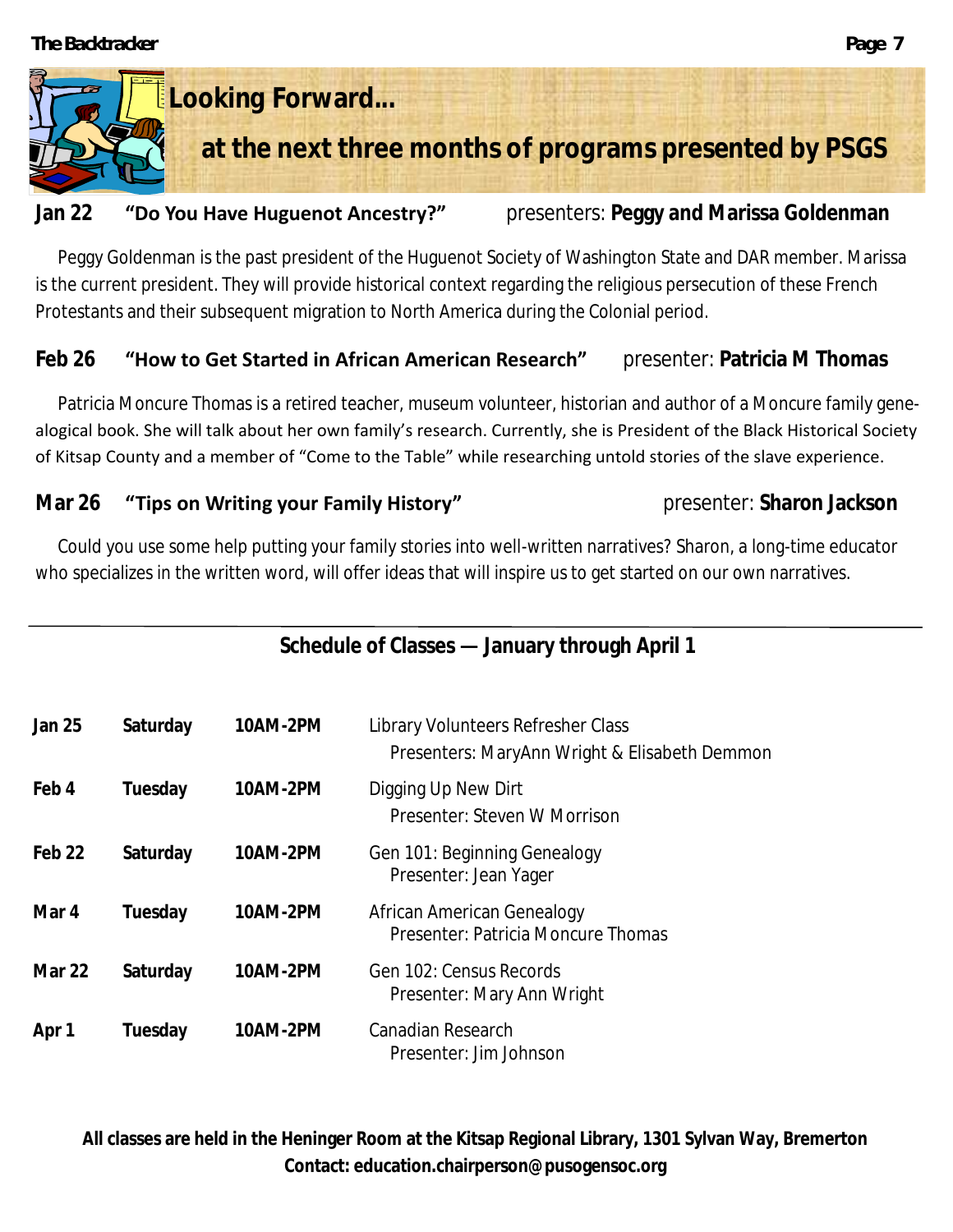# Looking Forward…

## at the next three months of programs presented by PSGS

**Jan 22** **"Do You Have Huguenot Ancestry?"** presenters: **Peggy and Marissa Goldenman**

Peggy Goldenman is the past president of the Huguenot Society of Washington State and DAR member. Marissa is the current president. They will provide historical context regarding the religious persecution of these French Protestants and their subsequent migration to North America during the Colonial period.

**Feb 26** **"How to Get Started in African American Research"** presenter: **Patricia M Thomas**

Patricia Moncure Thomas is a retired teacher, museum volunteer, historian and author of a Moncure family genealogical book. She will talk about her own family's research. Currently, she is President of the Black Historical Society of Kitsap County and a member of "Come to the Table" while researching untold stories of the slave experience.

**Mar 26** **"Tips on Writing your Family History"** presenter: **Sharon Jackson**

Could you use some help putting your family stories into well-written narratives? Sharon, a long-time educator who specializes in the written word, will offer ideas that will inspire us to get started on our own narratives.

---

## Schedule of Classes — January through April 1

| | | | |
|---|---|---|---|
| **Jan 25** | **Saturday** | **10AM-2PM** | Library Volunteers Refresher Class<br>Presenters: MaryAnn Wright & Elisabeth Demmon |
| **Feb 4** | **Tuesday** | **10AM-2PM** | Digging Up New Dirt<br>Presenter: Steven W Morrison |
| **Feb 22** | **Saturday** | **10AM-2PM** | Gen 101: Beginning Genealogy<br>Presenter: Jean Yager |
| **Mar 4** | **Tuesday** | **10AM-2PM** | African American Genealogy<br>Presenter: Patricia Moncure Thomas |
| **Mar 22** | **Saturday** | **10AM-2PM** | Gen 102: Census Records<br>Presenter: Mary Ann Wright |
| **Apr 1** | **Tuesday** | **10AM-2PM** | Canadian Research<br>Presenter: Jim Johnson |

**All classes are held in the Heninger Room at the Kitsap Regional Library, 1301 Sylvan Way, Bremerton**
**Contact: education.chairperson@pusogensoc.org**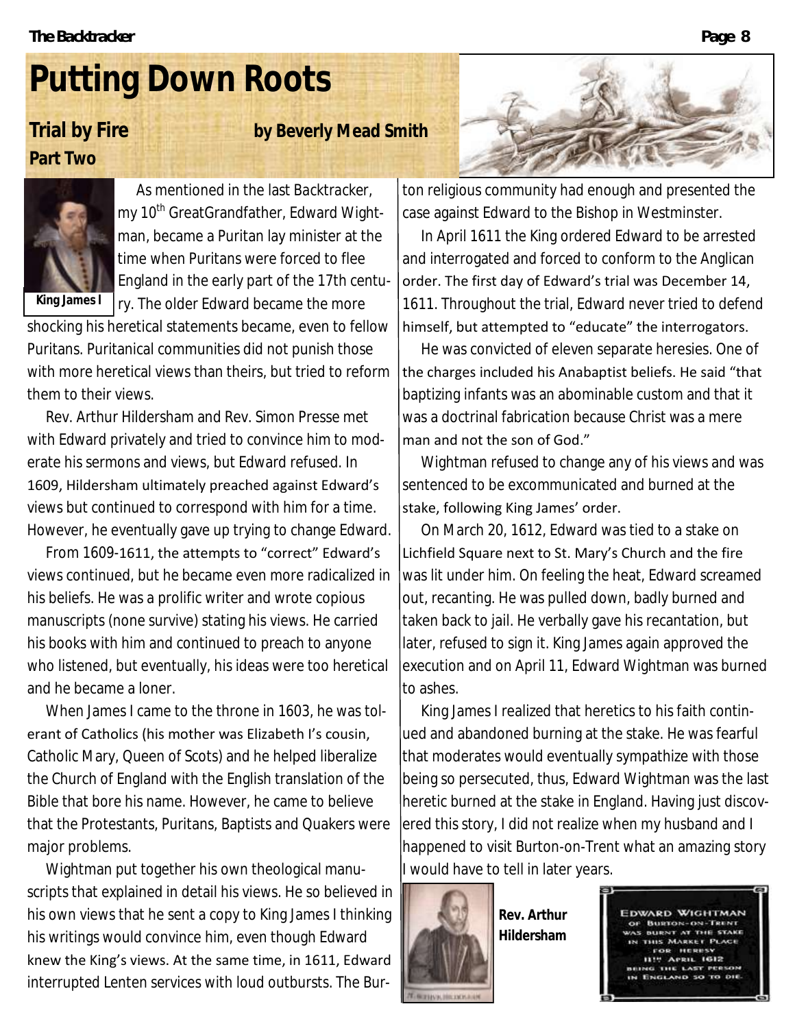# Putting Down Roots

## Trial by Fire

**Part Two**

**by Beverly Mead Smith**

King James I

As mentioned in the last Backtracker, my 10th GreatGrandfather, Edward Wightman, became a Puritan lay minister at the time when Puritans were forced to flee England in the early part of the 17th century. The older Edward became the more shocking his heretical statements became, even to fellow Puritans. Puritanical communities did not punish those with more heretical views than theirs, but tried to reform them to their views.

Rev. Arthur Hildersham and Rev. Simon Presse met with Edward privately and tried to convince him to moderate his sermons and views, but Edward refused. In 1609, Hildersham ultimately preached against Edward's views but continued to correspond with him for a time. However, he eventually gave up trying to change Edward.

From 1609-1611, the attempts to "correct" Edward's views continued, but he became even more radicalized in his beliefs. He was a prolific writer and wrote copious manuscripts (none survive) stating his views. He carried his books with him and continued to preach to anyone who listened, but eventually, his ideas were too heretical and he became a loner.

When James I came to the throne in 1603, he was tolerant of Catholics (his mother was Elizabeth I's cousin, Catholic Mary, Queen of Scots) and he helped liberalize the Church of England with the English translation of the Bible that bore his name. However, he came to believe that the Protestants, Puritans, Baptists and Quakers were major problems.

Wightman put together his own theological manuscripts that explained in detail his views. He so believed in his own views that he sent a copy to King James I thinking his writings would convince him, even though Edward knew the King's views. At the same time, in 1611, Edward interrupted Lenten services with loud outbursts. The Burton religious community had enough and presented the case against Edward to the Bishop in Westminster.

In April 1611 the King ordered Edward to be arrested and interrogated and forced to conform to the Anglican order. The first day of Edward's trial was December 14, 1611. Throughout the trial, Edward never tried to defend himself, but attempted to "educate" the interrogators.

He was convicted of eleven separate heresies. One of the charges included his Anabaptist beliefs. He said "that baptizing infants was an abominable custom and that it was a doctrinal fabrication because Christ was a mere man and not the son of God."

Wightman refused to change any of his views and was sentenced to be excommunicated and burned at the stake, following King James' order.

On March 20, 1612, Edward was tied to a stake on Lichfield Square next to St. Mary's Church and the fire was lit under him. On feeling the heat, Edward screamed out, recanting. He was pulled down, badly burned and taken back to jail. He verbally gave his recantation, but later, refused to sign it. King James again approved the execution and on April 11, Edward Wightman was burned to ashes.

King James I realized that heretics to his faith continued and abandoned burning at the stake. He was fearful that moderates would eventually sympathize with those being so persecuted, thus, Edward Wightman was the last heretic burned at the stake in England. Having just discovered this story, I did not realize when my husband and I happened to visit Burton-on-Trent what an amazing story I would have to tell in later years.

**Rev. Arthur Hildersham**

EDWARD WIGHTMAN OF BURTON-ON-TRENT WAS BURNT AT THE STAKE IN THIS MARKET PLACE FOR HERESY 11TH APRIL 1612 BEING THE LAST PERSON IN ENGLAND SO TO DIE.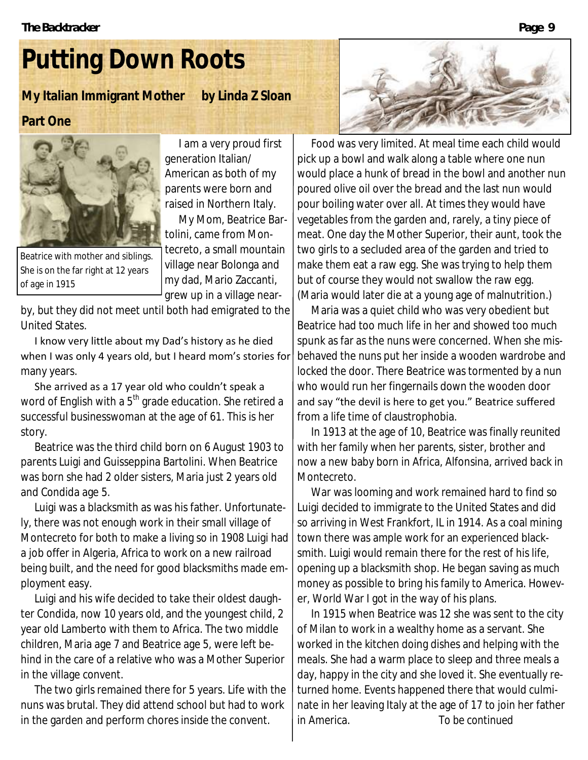# Putting Down Roots

**My Italian Immigrant Mother by Linda Z Sloan**

**Part One**

Beatrice with mother and siblings. She is on the far right at 12 years of age in 1915

I am a very proud first generation Italian/American as both of my parents were born and raised in Northern Italy.

My Mom, Beatrice Bartolini, came from Montecreto, a small mountain village near Bolonga and my dad, Mario Zaccanti, grew up in a village nearby, but they did not meet until both had emigrated to the United States.

I know very little about my Dad's history as he died when I was only 4 years old, but I heard mom's stories for many years.

She arrived as a 17 year old who couldn't speak a word of English with a 5th grade education. She retired a successful businesswoman at the age of 61. This is her story.

Beatrice was the third child born on 6 August 1903 to parents Luigi and Guisseppina Bartolini. When Beatrice was born she had 2 older sisters, Maria just 2 years old and Condida age 5.

Luigi was a blacksmith as was his father. Unfortunately, there was not enough work in their small village of Montecreto for both to make a living so in 1908 Luigi had a job offer in Algeria, Africa to work on a new railroad being built, and the need for good blacksmiths made employment easy.

Luigi and his wife decided to take their oldest daughter Condida, now 10 years old, and the youngest child, 2 year old Lamberto with them to Africa. The two middle children, Maria age 7 and Beatrice age 5, were left behind in the care of a relative who was a Mother Superior in the village convent.

The two girls remained there for 5 years. Life with the nuns was brutal. They did attend school but had to work in the garden and perform chores inside the convent.

Food was very limited. At meal time each child would pick up a bowl and walk along a table where one nun would place a hunk of bread in the bowl and another nun poured olive oil over the bread and the last nun would pour boiling water over all. At times they would have vegetables from the garden and, rarely, a tiny piece of meat. One day the Mother Superior, their aunt, took the two girls to a secluded area of the garden and tried to make them eat a raw egg. She was trying to help them but of course they would not swallow the raw egg. (Maria would later die at a young age of malnutrition.)

Maria was a quiet child who was very obedient but Beatrice had too much life in her and showed too much spunk as far as the nuns were concerned. When she misbehaved the nuns put her inside a wooden wardrobe and locked the door. There Beatrice was tormented by a nun who would run her fingernails down the wooden door and say "the devil is here to get you." Beatrice suffered from a life time of claustrophobia.

In 1913 at the age of 10, Beatrice was finally reunited with her family when her parents, sister, brother and now a new baby born in Africa, Alfonsina, arrived back in Montecreto.

War was looming and work remained hard to find so Luigi decided to immigrate to the United States and did so arriving in West Frankfort, IL in 1914. As a coal mining town there was ample work for an experienced blacksmith. Luigi would remain there for the rest of his life, opening up a blacksmith shop. He began saving as much money as possible to bring his family to America. However, World War I got in the way of his plans.

In 1915 when Beatrice was 12 she was sent to the city of Milan to work in a wealthy home as a servant. She worked in the kitchen doing dishes and helping with the meals. She had a warm place to sleep and three meals a day, happy in the city and she loved it. She eventually returned home. Events happened there that would culminate in her leaving Italy at the age of 17 to join her father in America.

To be continued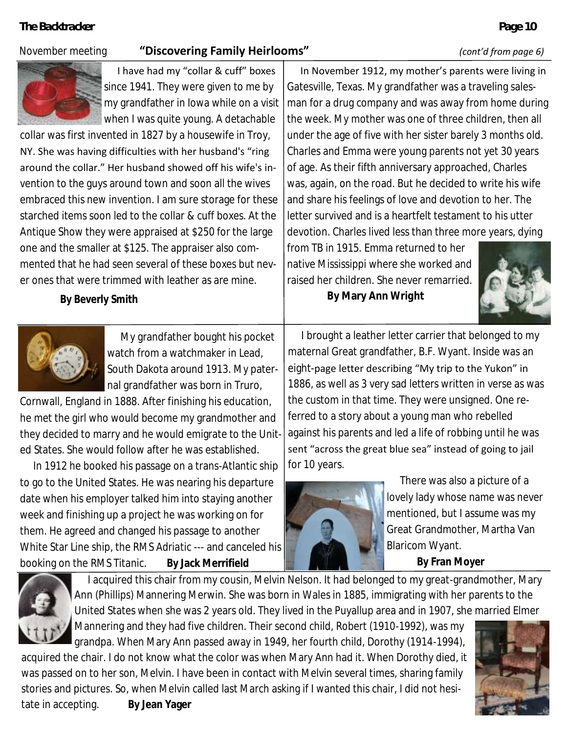November meeting **"Discovering Family Heirlooms"** *(cont'd from page 6)*

I have had my "collar & cuff" boxes since 1941. They were given to me by my grandfather in Iowa while on a visit when I was quite young. A detachable collar was first invented in 1827 by a housewife in Troy, NY. She was having difficulties with her husband's "ring around the collar." Her husband showed off his wife's invention to the guys around town and soon all the wives embraced this new invention. I am sure storage for these starched items soon led to the collar & cuff boxes. At the Antique Show they were appraised at $250 for the large one and the smaller at $125. The appraiser also commented that he had seen several of these boxes but never ones that were trimmed with leather as are mine.

**By Beverly Smith**

In November 1912, my mother's parents were living in Gatesville, Texas. My grandfather was a traveling salesman for a drug company and was away from home during the week. My mother was one of three children, then all under the age of five with her sister barely 3 months old. Charles and Emma were young parents not yet 30 years of age. As their fifth anniversary approached, Charles was, again, on the road. But he decided to write his wife and share his feelings of love and devotion to her. The letter survived and is a heartfelt testament to his utter devotion. Charles lived less than three more years, dying from TB in 1915. Emma returned to her native Mississippi where she worked and raised her children. She never remarried.

**By Mary Ann Wright**

My grandfather bought his pocket watch from a watchmaker in Lead, South Dakota around 1913. My paternal grandfather was born in Truro, Cornwall, England in 1888. After finishing his education, he met the girl who would become my grandmother and they decided to marry and he would emigrate to the United States. She would follow after he was established.

In 1912 he booked his passage on a trans-Atlantic ship to go to the United States. He was nearing his departure date when his employer talked him into staying another week and finishing up a project he was working on for them. He agreed and changed his passage to another White Star Line ship, the RMS Adriatic --- and canceled his booking on the RMS Titanic. **By Jack Merrifield**

I brought a leather letter carrier that belonged to my maternal Great grandfather, B.F. Wyant. Inside was an eight-page letter describing "My trip to the Yukon" in 1886, as well as 3 very sad letters written in verse as was the custom in that time. They were unsigned. One referred to a story about a young man who rebelled against his parents and led a life of robbing until he was sent "across the great blue sea" instead of going to jail for 10 years.

There was also a picture of a lovely lady whose name was never mentioned, but I assume was my Great Grandmother, Martha Van Blaricom Wyant.

**By Fran Moyer**

I acquired this chair from my cousin, Melvin Nelson. It had belonged to my great-grandmother, Mary Ann (Phillips) Mannering Merwin. She was born in Wales in 1885, immigrating with her parents to the United States when she was 2 years old. They lived in the Puyallup area and in 1907, she married Elmer Mannering and they had five children. Their second child, Robert (1910-1992), was my grandpa. When Mary Ann passed away in 1949, her fourth child, Dorothy (1914-1994), acquired the chair. I do not know what the color was when Mary Ann had it. When Dorothy died, it was passed on to her son, Melvin. I have been in contact with Melvin several times, sharing family stories and pictures. So, when Melvin called last March asking if I wanted this chair, I did not hesitate in accepting. **By Jean Yager**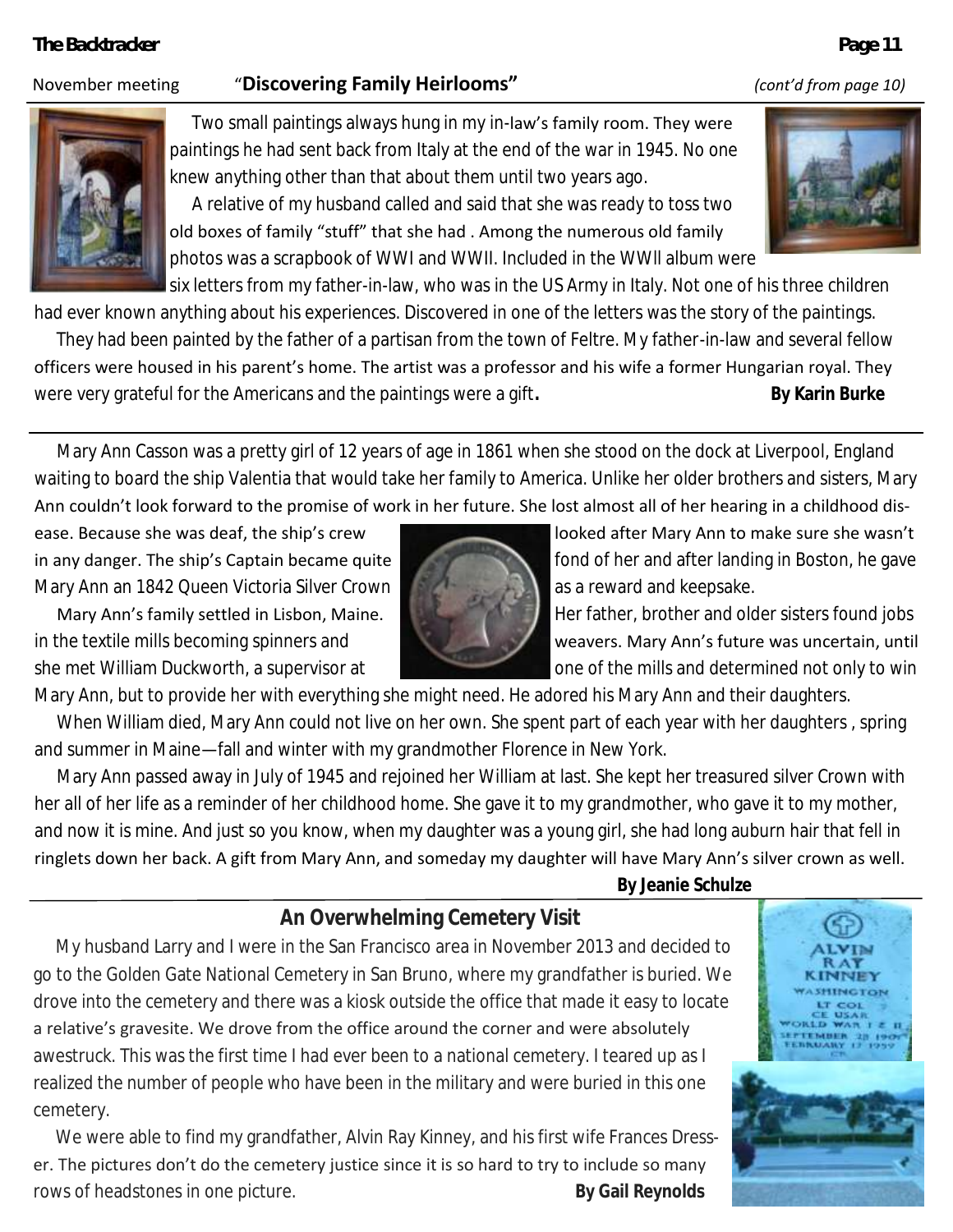November meeting "**Discovering Family Heirlooms"** *(cont'd from page 10)*

Two small paintings always hung in my in-law's family room. They were paintings he had sent back from Italy at the end of the war in 1945. No one knew anything other than that about them until two years ago.

A relative of my husband called and said that she was ready to toss two old boxes of family "stuff" that she had . Among the numerous old family photos was a scrapbook of WWI and WWII. Included in the WWll album were six letters from my father-in-law, who was in the US Army in Italy. Not one of his three children had ever known anything about his experiences. Discovered in one of the letters was the story of the paintings.

They had been painted by the father of a partisan from the town of Feltre. My father-in-law and several fellow officers were housed in his parent's home. The artist was a professor and his wife a former Hungarian royal. They were very grateful for the Americans and the paintings were a gift**.** **By Karin Burke**

---

Mary Ann Casson was a pretty girl of 12 years of age in 1861 when she stood on the dock at Liverpool, England waiting to board the ship Valentia that would take her family to America. Unlike her older brothers and sisters, Mary Ann couldn't look forward to the promise of work in her future. She lost almost all of her hearing in a childhood disease. Because she was deaf, the ship's crew looked after Mary Ann to make sure she wasn't in any danger. The ship's Captain became quite fond of her and after landing in Boston, he gave Mary Ann an 1842 Queen Victoria Silver Crown as a reward and keepsake.

Mary Ann's family settled in Lisbon, Maine. Her father, brother and older sisters found jobs in the textile mills becoming spinners and weavers. Mary Ann's future was uncertain, until she met William Duckworth, a supervisor at one of the mills and determined not only to win Mary Ann, but to provide her with everything she might need. He adored his Mary Ann and their daughters.

When William died, Mary Ann could not live on her own. She spent part of each year with her daughters , spring and summer in Maine—fall and winter with my grandmother Florence in New York.

Mary Ann passed away in July of 1945 and rejoined her William at last. She kept her treasured silver Crown with her all of her life as a reminder of her childhood home. She gave it to my grandmother, who gave it to my mother, and now it is mine. And just so you know, when my daughter was a young girl, she had long auburn hair that fell in ringlets down her back. A gift from Mary Ann, and someday my daughter will have Mary Ann's silver crown as well.

**By Jeanie Schulze**

---

## An Overwhelming Cemetery Visit

My husband Larry and I were in the San Francisco area in November 2013 and decided to go to the Golden Gate National Cemetery in San Bruno, where my grandfather is buried. We drove into the cemetery and there was a kiosk outside the office that made it easy to locate a relative's gravesite. We drove from the office around the corner and were absolutely awestruck. This was the first time I had ever been to a national cemetery. I teared up as I realized the number of people who have been in the military and were buried in this one cemetery.

We were able to find my grandfather, Alvin Ray Kinney, and his first wife Frances Dresser. The pictures don't do the cemetery justice since it is so hard to try to include so many rows of headstones in one picture. **By Gail Reynolds**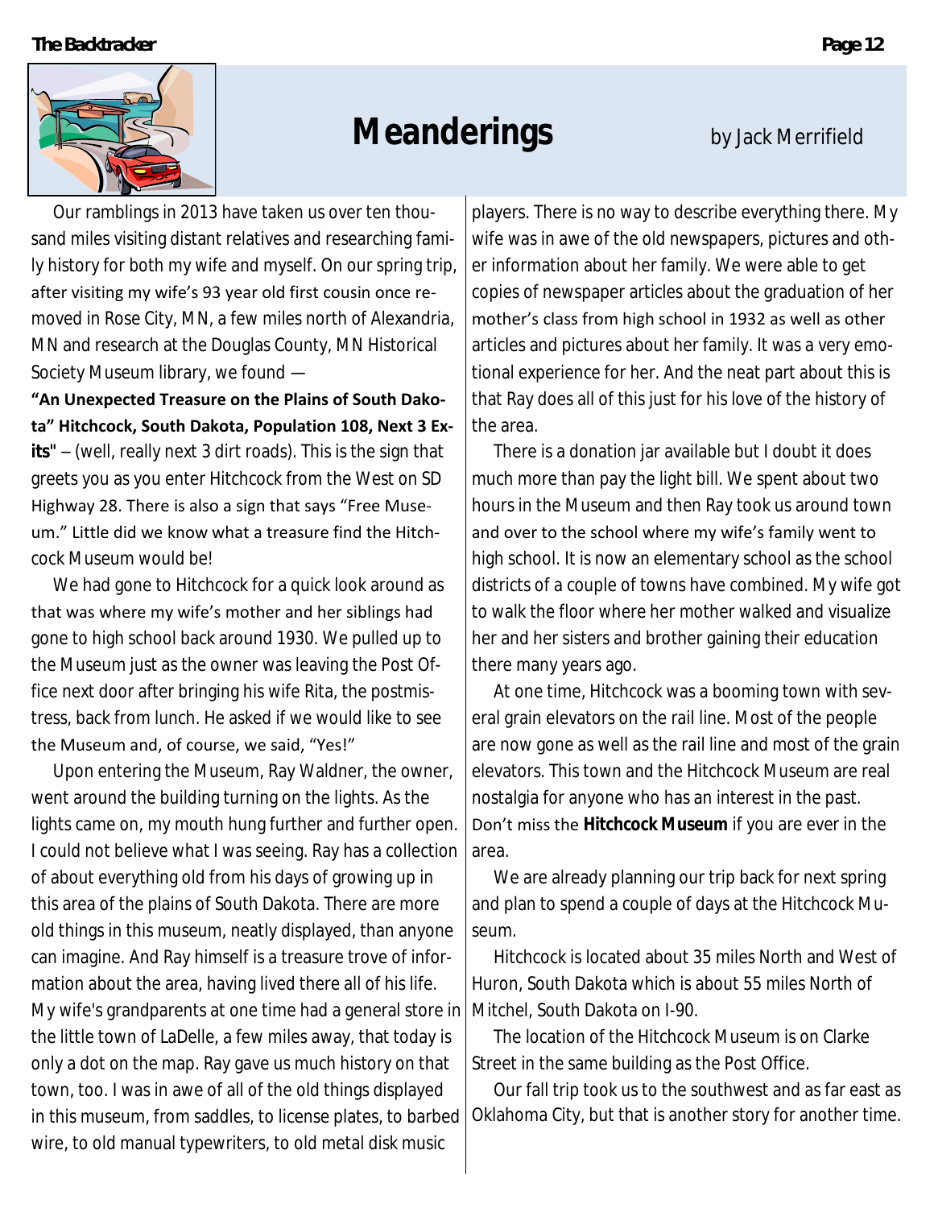# Meanderings

by Jack Merrifield

Our ramblings in 2013 have taken us over ten thousand miles visiting distant relatives and researching family history for both my wife and myself. On our spring trip, after visiting my wife's 93 year old first cousin once removed in Rose City, MN, a few miles north of Alexandria, MN and research at the Douglas County, MN Historical Society Museum library, we found —

**"An Unexpected Treasure on the Plains of South Dakota" Hitchcock, South Dakota, Population 108, Next 3 Exits"** – (well, really next 3 dirt roads). This is the sign that greets you as you enter Hitchcock from the West on SD Highway 28. There is also a sign that says "Free Museum." Little did we know what a treasure find the Hitchcock Museum would be!

We had gone to Hitchcock for a quick look around as that was where my wife's mother and her siblings had gone to high school back around 1930. We pulled up to the Museum just as the owner was leaving the Post Office next door after bringing his wife Rita, the postmistress, back from lunch. He asked if we would like to see the Museum and, of course, we said, "Yes!"

Upon entering the Museum, Ray Waldner, the owner, went around the building turning on the lights. As the lights came on, my mouth hung further and further open. I could not believe what I was seeing. Ray has a collection of about everything old from his days of growing up in this area of the plains of South Dakota. There are more old things in this museum, neatly displayed, than anyone can imagine. And Ray himself is a treasure trove of information about the area, having lived there all of his life. My wife's grandparents at one time had a general store in the little town of LaDelle, a few miles away, that today is only a dot on the map. Ray gave us much history on that town, too. I was in awe of all of the old things displayed in this museum, from saddles, to license plates, to barbed wire, to old manual typewriters, to old metal disk music players. There is no way to describe everything there. My wife was in awe of the old newspapers, pictures and other information about her family. We were able to get copies of newspaper articles about the graduation of her mother's class from high school in 1932 as well as other articles and pictures about her family. It was a very emotional experience for her. And the neat part about this is that Ray does all of this just for his love of the history of the area.

There is a donation jar available but I doubt it does much more than pay the light bill. We spent about two hours in the Museum and then Ray took us around town and over to the school where my wife's family went to high school. It is now an elementary school as the school districts of a couple of towns have combined. My wife got to walk the floor where her mother walked and visualize her and her sisters and brother gaining their education there many years ago.

At one time, Hitchcock was a booming town with several grain elevators on the rail line. Most of the people are now gone as well as the rail line and most of the grain elevators. This town and the Hitchcock Museum are real nostalgia for anyone who has an interest in the past. Don't miss the **Hitchcock Museum** if you are ever in the area.

We are already planning our trip back for next spring and plan to spend a couple of days at the Hitchcock Museum.

Hitchcock is located about 35 miles North and West of Huron, South Dakota which is about 55 miles North of Mitchel, South Dakota on I-90.

The location of the Hitchcock Museum is on Clarke Street in the same building as the Post Office.

Our fall trip took us to the southwest and as far east as Oklahoma City, but that is another story for another time.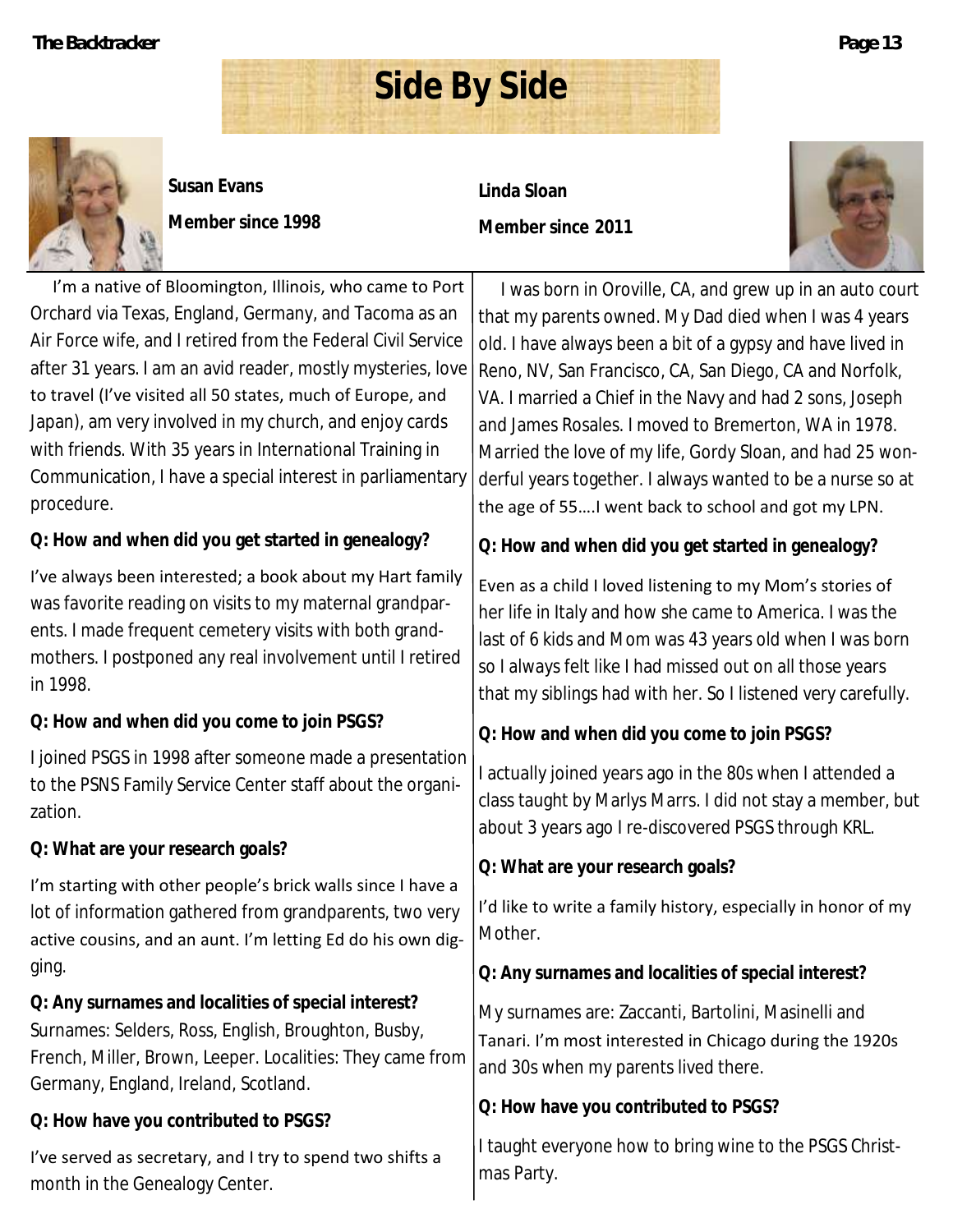# Side By Side

**Susan Evans**

**Member since 1998**

I'm a native of Bloomington, Illinois, who came to Port Orchard via Texas, England, Germany, and Tacoma as an Air Force wife, and I retired from the Federal Civil Service after 31 years. I am an avid reader, mostly mysteries, love to travel (I've visited all 50 states, much of Europe, and Japan), am very involved in my church, and enjoy cards with friends. With 35 years in International Training in Communication, I have a special interest in parliamentary procedure.

**Q: How and when did you get started in genealogy?**

I've always been interested; a book about my Hart family was favorite reading on visits to my maternal grandparents. I made frequent cemetery visits with both grandmothers. I postponed any real involvement until I retired in 1998.

**Q: How and when did you come to join PSGS?**

I joined PSGS in 1998 after someone made a presentation to the PSNS Family Service Center staff about the organization.

**Q: What are your research goals?**

I'm starting with other people's brick walls since I have a lot of information gathered from grandparents, two very active cousins, and an aunt. I'm letting Ed do his own digging.

**Q: Any surnames and localities of special interest?**

Surnames: Selders, Ross, English, Broughton, Busby, French, Miller, Brown, Leeper. Localities: They came from Germany, England, Ireland, Scotland.

**Q: How have you contributed to PSGS?**

I've served as secretary, and I try to spend two shifts a month in the Genealogy Center.

**Linda Sloan**

**Member since 2011**

I was born in Oroville, CA, and grew up in an auto court that my parents owned. My Dad died when I was 4 years old. I have always been a bit of a gypsy and have lived in Reno, NV, San Francisco, CA, San Diego, CA and Norfolk, VA. I married a Chief in the Navy and had 2 sons, Joseph and James Rosales. I moved to Bremerton, WA in 1978. Married the love of my life, Gordy Sloan, and had 25 wonderful years together. I always wanted to be a nurse so at the age of 55….I went back to school and got my LPN.

**Q: How and when did you get started in genealogy?**

Even as a child I loved listening to my Mom's stories of her life in Italy and how she came to America. I was the last of 6 kids and Mom was 43 years old when I was born so I always felt like I had missed out on all those years that my siblings had with her. So I listened very carefully.

**Q: How and when did you come to join PSGS?**

I actually joined years ago in the 80s when I attended a class taught by Marlys Marrs. I did not stay a member, but about 3 years ago I re-discovered PSGS through KRL.

**Q: What are your research goals?**

I'd like to write a family history, especially in honor of my Mother.

**Q: Any surnames and localities of special interest?**

My surnames are: Zaccanti, Bartolini, Masinelli and Tanari. I'm most interested in Chicago during the 1920s and 30s when my parents lived there.

**Q: How have you contributed to PSGS?**

I taught everyone how to bring wine to the PSGS Christmas Party.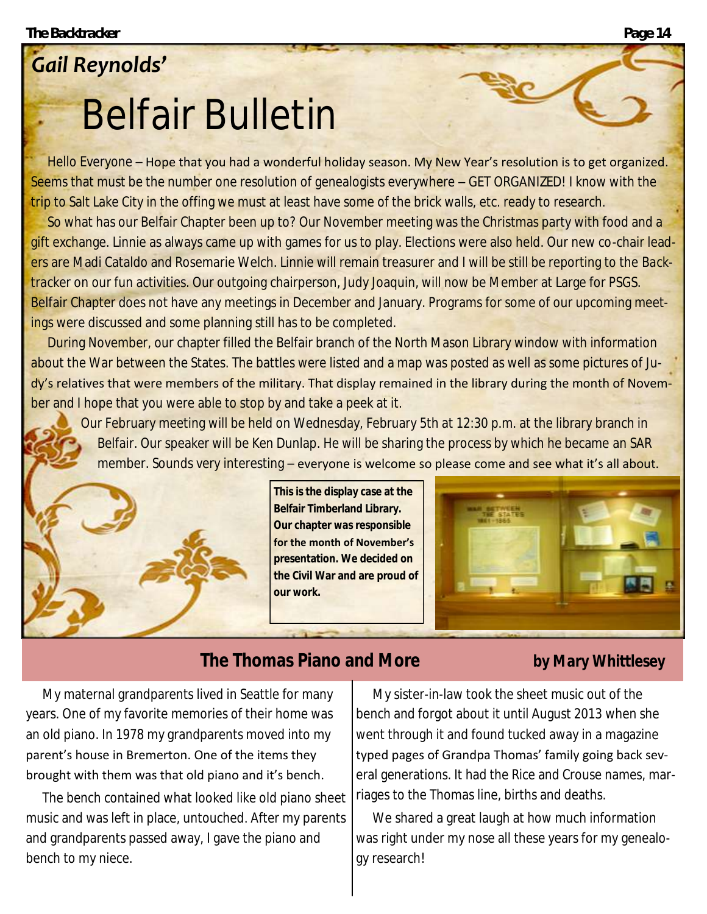*Gail Reynolds'*

# Belfair Bulletin

Hello Everyone – Hope that you had a wonderful holiday season. My New Year's resolution is to get organized. Seems that must be the number one resolution of genealogists everywhere – GET ORGANIZED! I know with the trip to Salt Lake City in the offing we must at least have some of the brick walls, etc. ready to research.

So what has our Belfair Chapter been up to? Our November meeting was the Christmas party with food and a gift exchange. Linnie as always came up with games for us to play. Elections were also held. Our new co-chair leaders are Madi Cataldo and Rosemarie Welch. Linnie will remain treasurer and I will be still be reporting to the Backtracker on our fun activities. Our outgoing chairperson, Judy Joaquin, will now be Member at Large for PSGS. Belfair Chapter does not have any meetings in December and January. Programs for some of our upcoming meetings were discussed and some planning still has to be completed.

During November, our chapter filled the Belfair branch of the North Mason Library window with information about the War between the States. The battles were listed and a map was posted as well as some pictures of Judy's relatives that were members of the military. That display remained in the library during the month of November and I hope that you were able to stop by and take a peek at it.

Our February meeting will be held on Wednesday, February 5th at 12:30 p.m. at the library branch in Belfair. Our speaker will be Ken Dunlap. He will be sharing the process by which he became an SAR member. Sounds very interesting – everyone is welcome so please come and see what it's all about.

**This is the display case at the Belfair Timberland Library. Our chapter was responsible for the month of November's presentation. We decided on the Civil War and are proud of our work.**

## The Thomas Piano and More

**by Mary Whittlesey**

My maternal grandparents lived in Seattle for many years. One of my favorite memories of their home was an old piano. In 1978 my grandparents moved into my parent's house in Bremerton. One of the items they brought with them was that old piano and it's bench.

The bench contained what looked like old piano sheet music and was left in place, untouched. After my parents and grandparents passed away, I gave the piano and bench to my niece.

My sister-in-law took the sheet music out of the bench and forgot about it until August 2013 when she went through it and found tucked away in a magazine typed pages of Grandpa Thomas' family going back several generations. It had the Rice and Crouse names, marriages to the Thomas line, births and deaths.

We shared a great laugh at how much information was right under my nose all these years for my genealogy research!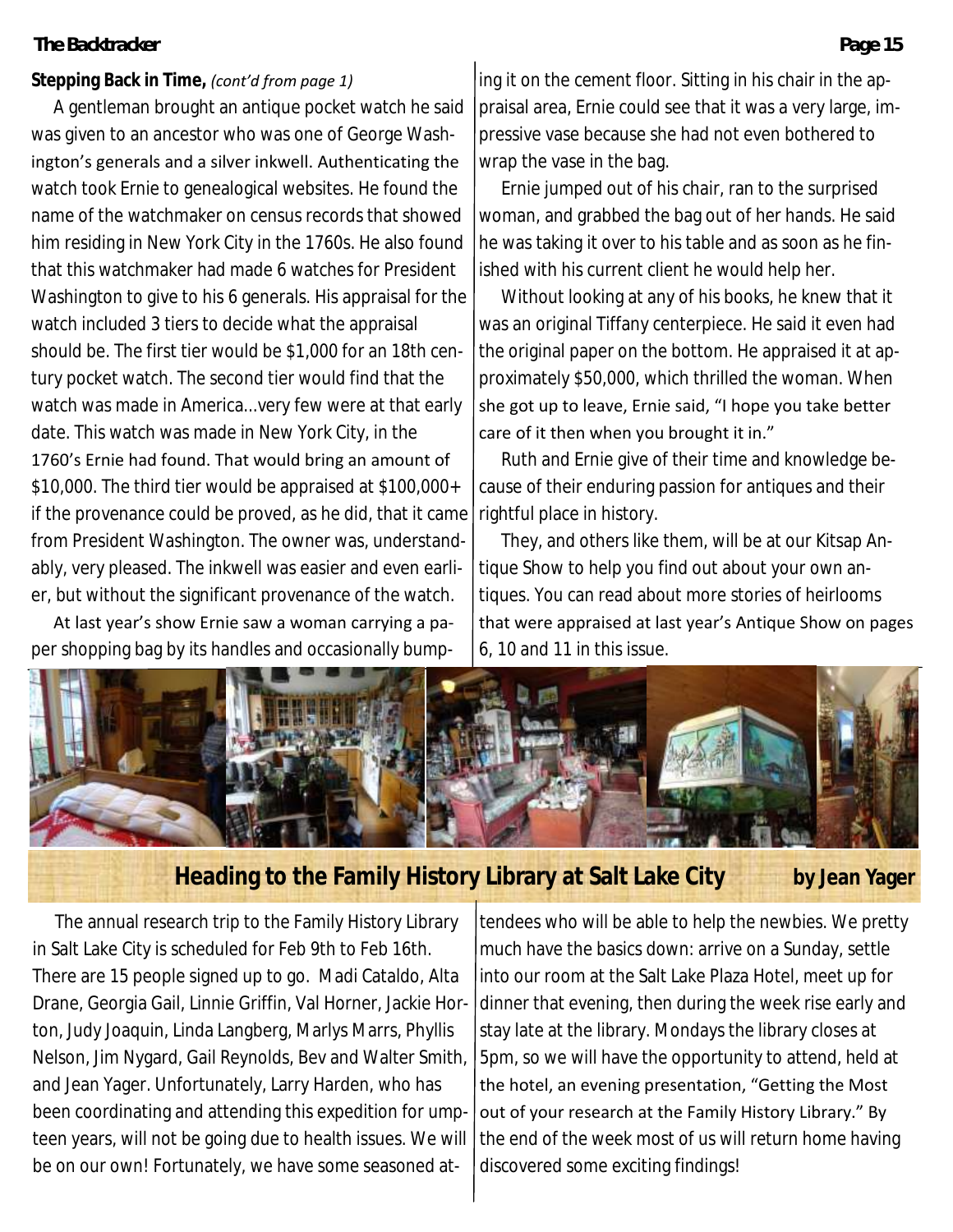**Stepping Back in Time,** *(cont'd from page 1)*

A gentleman brought an antique pocket watch he said was given to an ancestor who was one of George Washington's generals and a silver inkwell. Authenticating the watch took Ernie to genealogical websites. He found the name of the watchmaker on census records that showed him residing in New York City in the 1760s. He also found that this watchmaker had made 6 watches for President Washington to give to his 6 generals. His appraisal for the watch included 3 tiers to decide what the appraisal should be. The first tier would be $1,000 for an 18th century pocket watch. The second tier would find that the watch was made in America…very few were at that early date. This watch was made in New York City, in the 1760's Ernie had found. That would bring an amount of $10,000. The third tier would be appraised at $100,000+ if the provenance could be proved, as he did, that it came from President Washington. The owner was, understandably, very pleased. The inkwell was easier and even earlier, but without the significant provenance of the watch.

At last year's show Ernie saw a woman carrying a paper shopping bag by its handles and occasionally bumping it on the cement floor. Sitting in his chair in the appraisal area, Ernie could see that it was a very large, impressive vase because she had not even bothered to wrap the vase in the bag.

Ernie jumped out of his chair, ran to the surprised woman, and grabbed the bag out of her hands. He said he was taking it over to his table and as soon as he finished with his current client he would help her.

Without looking at any of his books, he knew that it was an original Tiffany centerpiece. He said it even had the original paper on the bottom. He appraised it at approximately $50,000, which thrilled the woman. When she got up to leave, Ernie said, "I hope you take better care of it then when you brought it in."

Ruth and Ernie give of their time and knowledge because of their enduring passion for antiques and their rightful place in history.

They, and others like them, will be at our Kitsap Antique Show to help you find out about your own antiques. You can read about more stories of heirlooms that were appraised at last year's Antique Show on pages 6, 10 and 11 in this issue.

## Heading to the Family History Library at Salt Lake City

**by Jean Yager**

The annual research trip to the Family History Library in Salt Lake City is scheduled for Feb 9th to Feb 16th. There are 15 people signed up to go. Madi Cataldo, Alta Drane, Georgia Gail, Linnie Griffin, Val Horner, Jackie Horton, Judy Joaquin, Linda Langberg, Marlys Marrs, Phyllis Nelson, Jim Nygard, Gail Reynolds, Bev and Walter Smith, and Jean Yager. Unfortunately, Larry Harden, who has been coordinating and attending this expedition for umpteen years, will not be going due to health issues. We will be on our own! Fortunately, we have some seasoned attendees who will be able to help the newbies. We pretty much have the basics down: arrive on a Sunday, settle into our room at the Salt Lake Plaza Hotel, meet up for dinner that evening, then during the week rise early and stay late at the library. Mondays the library closes at 5pm, so we will have the opportunity to attend, held at the hotel, an evening presentation, "Getting the Most out of your research at the Family History Library." By the end of the week most of us will return home having discovered some exciting findings!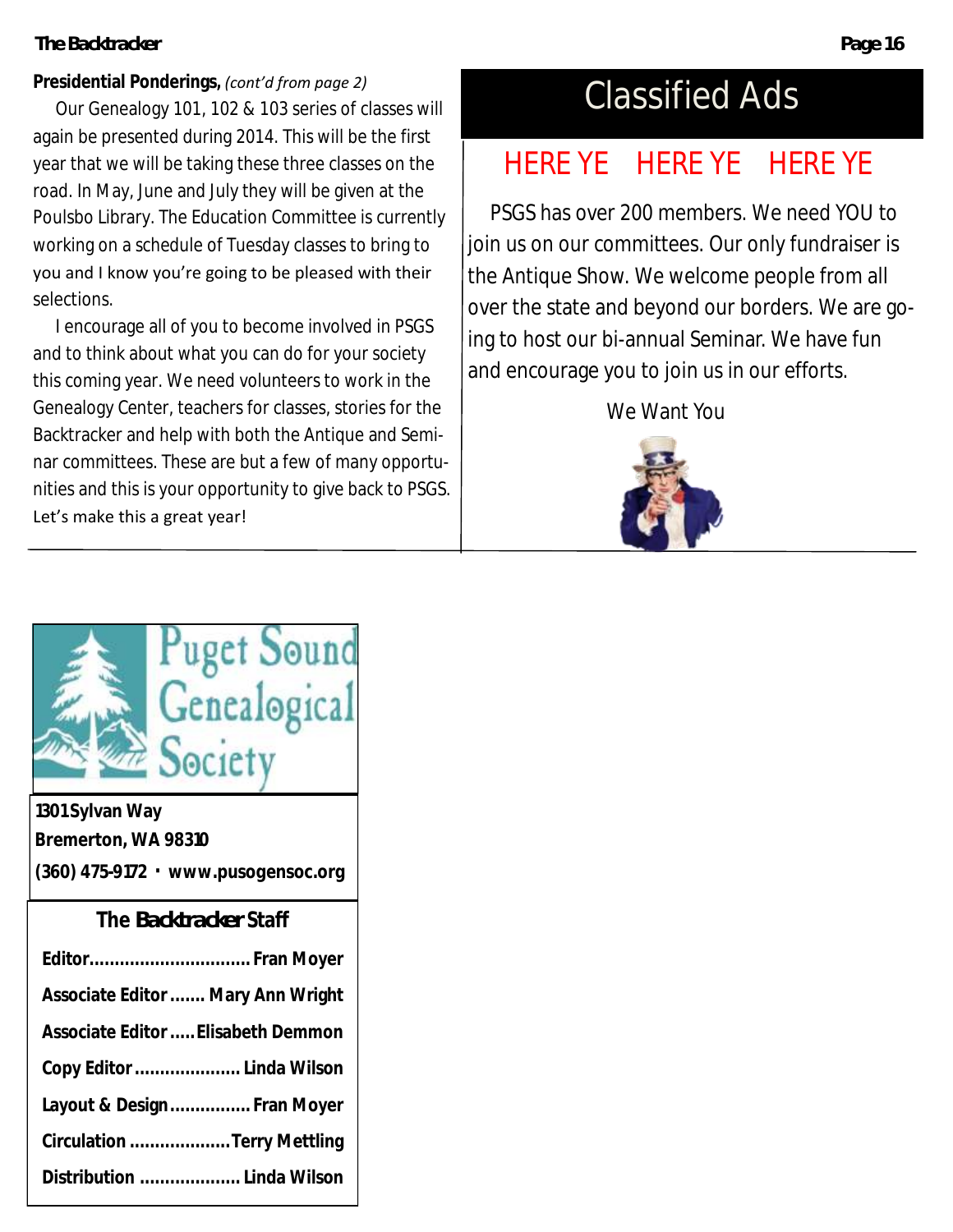**Presidential Ponderings,** *(cont'd from page 2)*

Our Genealogy 101, 102 & 103 series of classes will again be presented during 2014. This will be the first year that we will be taking these three classes on the road. In May, June and July they will be given at the Poulsbo Library. The Education Committee is currently working on a schedule of Tuesday classes to bring to you and I know you're going to be pleased with their selections.

I encourage all of you to become involved in PSGS and to think about what you can do for your society this coming year. We need volunteers to work in the Genealogy Center, teachers for classes, stories for the Backtracker and help with both the Antique and Seminar committees. These are but a few of many opportunities and this is your opportunity to give back to PSGS. Let's make this a great year!

# Classified Ads

## HERE YE HERE YE HERE YE

PSGS has over 200 members. We need YOU to join us on our committees. Our only fundraiser is the Antique Show. We welcome people from all over the state and beyond our borders. We are going to host our bi-annual Seminar. We have fun and encourage you to join us in our efforts.

We Want You

**Puget Sound Genealogical Society**

**1301 Sylvan Way**
**Bremerton, WA 98310**
**(360) 475-9172 · www.pusogensoc.org**

### The Backtracker Staff

**Editor................................ Fran Moyer**
**Associate Editor ....... Mary Ann Wright**
**Associate Editor ..... Elisabeth Demmon**
**Copy Editor ..................... Linda Wilson**
**Layout & Design ................ Fran Moyer**
**Circulation .................... Terry Mettling**
**Distribution .................... Linda Wilson**